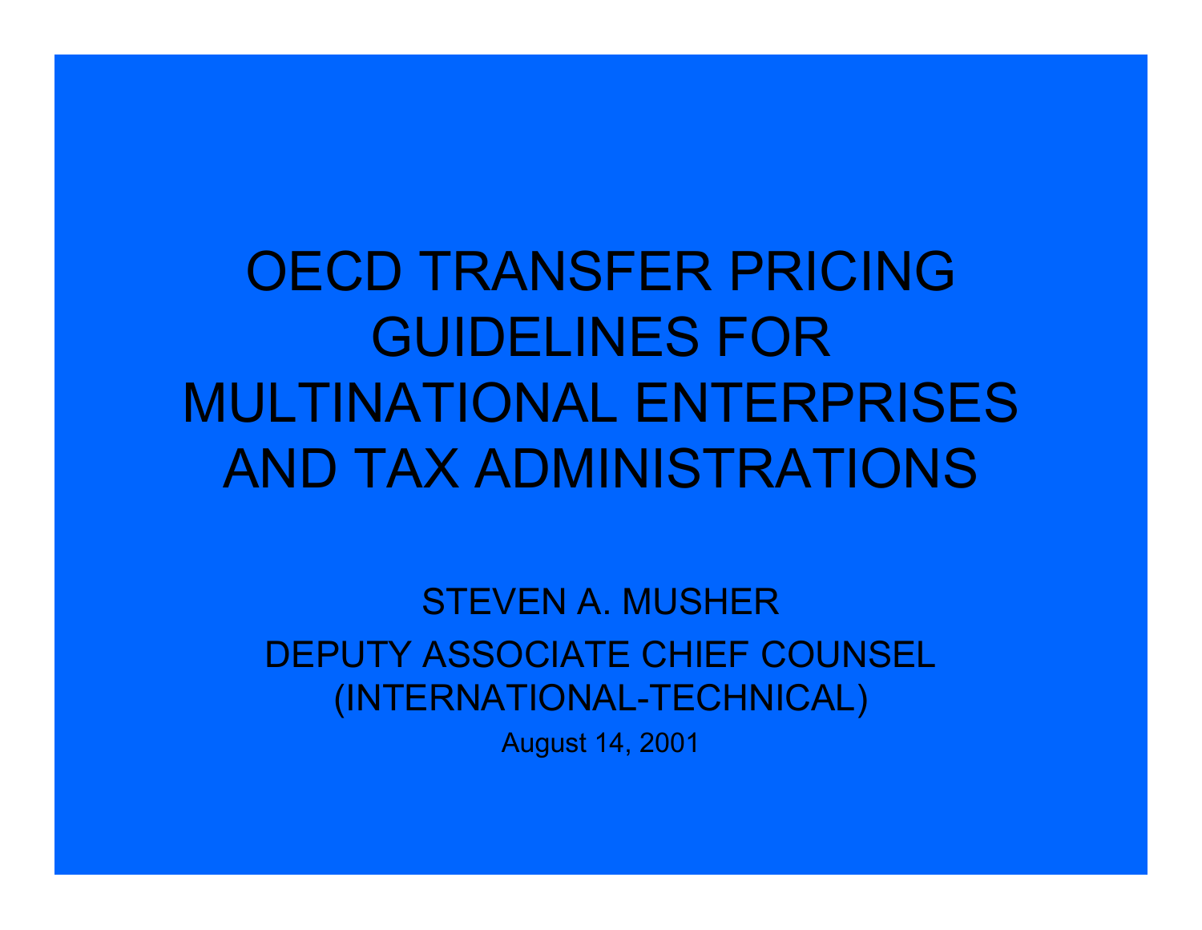# OECD TRANSFER PRICING GUIDELINES FOR MULTINATIONAL ENTERPRISES AND TAX ADMINISTRATIONS

STEVEN A. MUSHER

DEPUTY ASSOCIATE CHIEF COUNSEL

(INTERNATIONAL-TECHNICAL)

August 14, 2001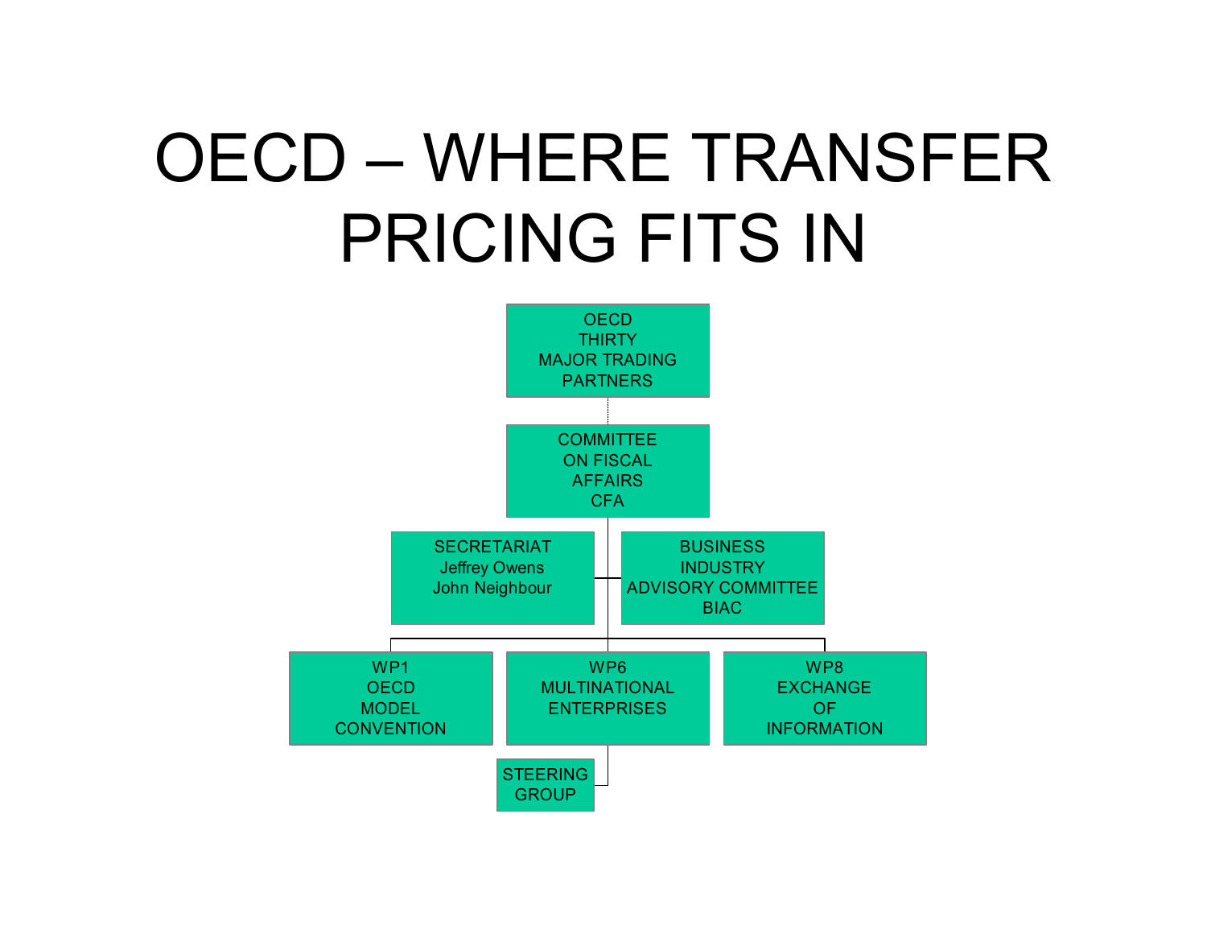# OECD – WHERE TRANSFER PRICING FITS IN

- OECD THIRTY MAJOR TRADING PARTNERS
  - COMMITTEE ON FISCAL AFFAIRS CFA
    - SECRETARIAT Jeffrey Owens John Neighbour
    - BUSINESS INDUSTRY ADVISORY COMMITTEE BIAC
    - WP1 OECD MODEL CONVENTION
    - WP6 MULTINATIONAL ENTERPRISES
      - STEERING GROUP
    - WP8 EXCHANGE OF INFORMATION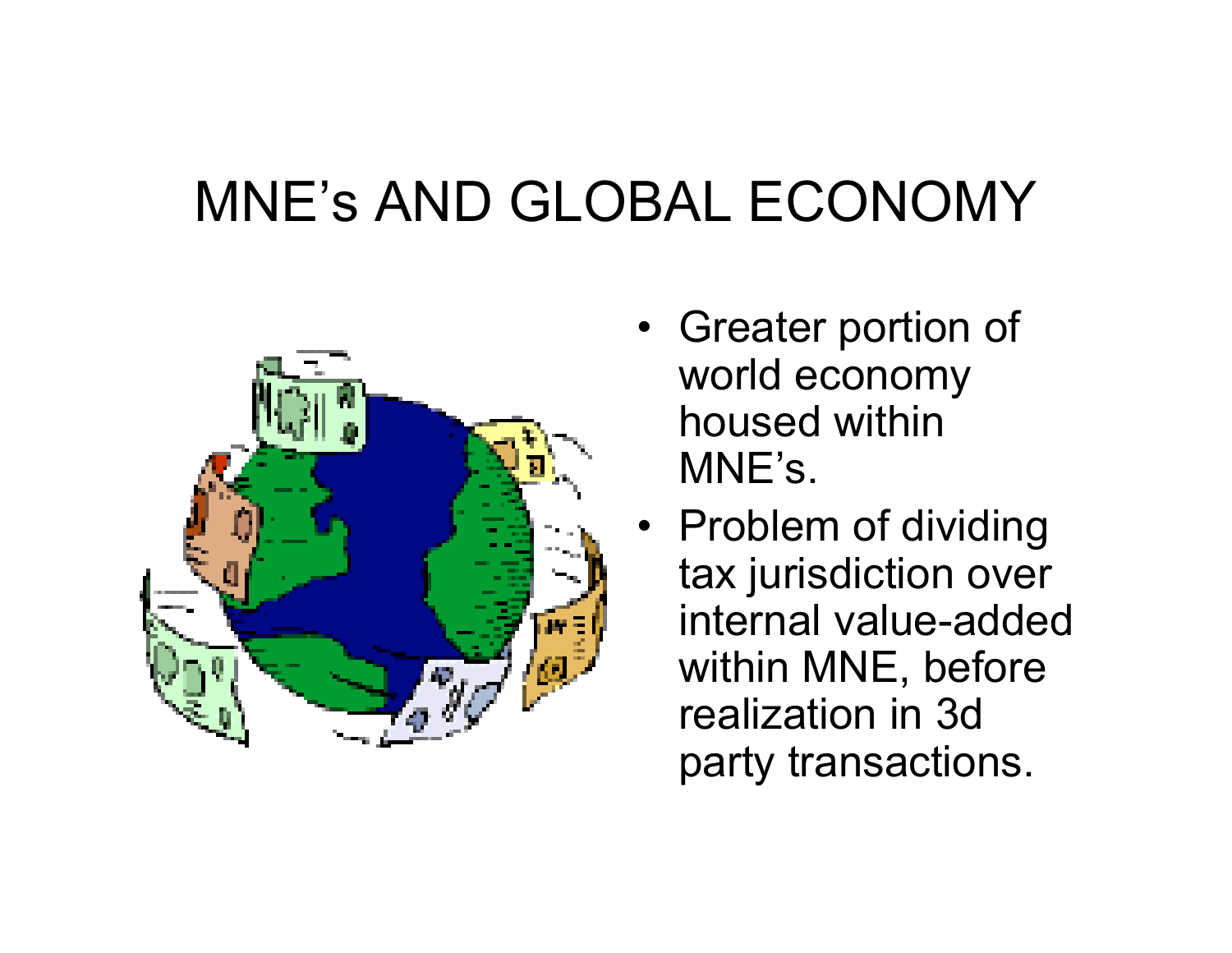# MNE's AND GLOBAL ECONOMY

- Greater portion of world economy housed within MNE's.
- Problem of dividing tax jurisdiction over internal value-added within MNE, before realization in 3d party transactions.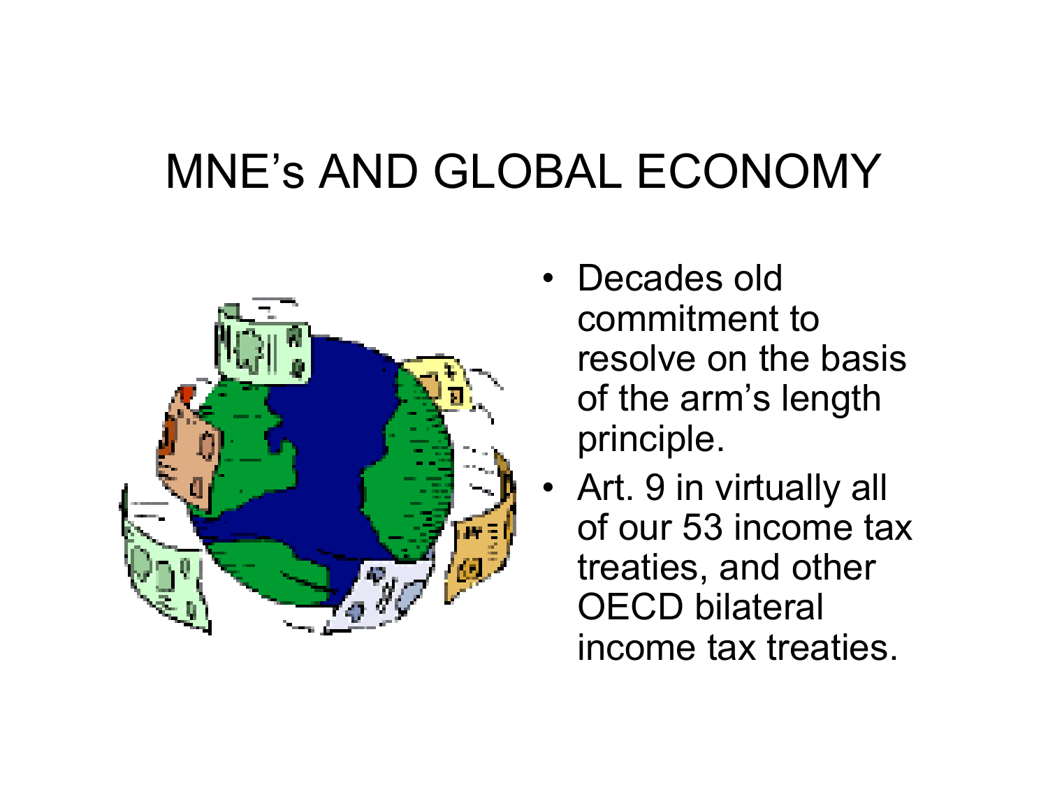# MNE's AND GLOBAL ECONOMY

- Decades old commitment to resolve on the basis of the arm's length principle.
- Art. 9 in virtually all of our 53 income tax treaties, and other OECD bilateral income tax treaties.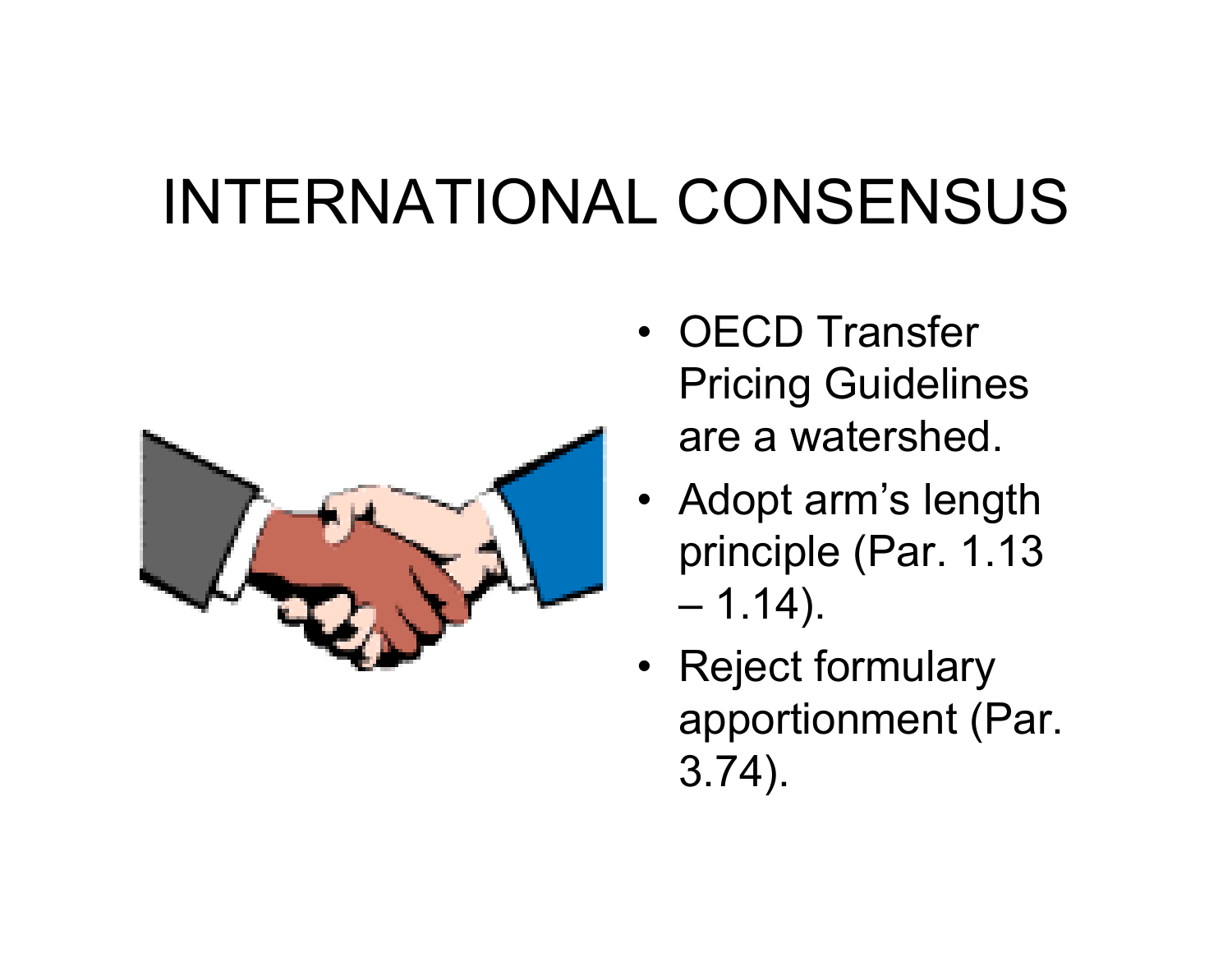# INTERNATIONAL CONSENSUS

- OECD Transfer Pricing Guidelines are a watershed.
- Adopt arm's length principle (Par. 1.13 – 1.14).
- Reject formulary apportionment (Par. 3.74).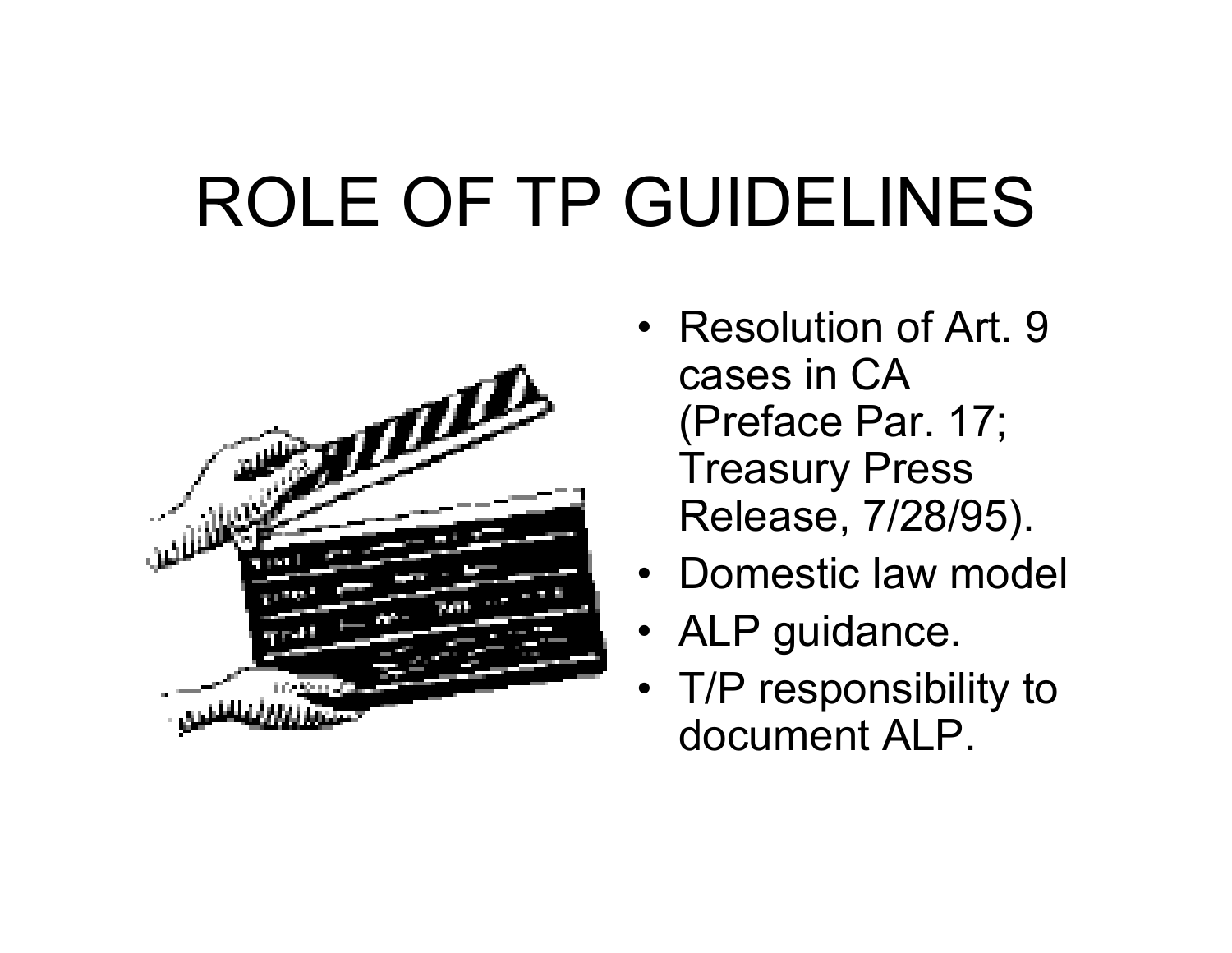# ROLE OF TP GUIDELINES

- Resolution of Art. 9 cases in CA (Preface Par. 17; Treasury Press Release, 7/28/95).
- Domestic law model
- ALP guidance.
- T/P responsibility to document ALP.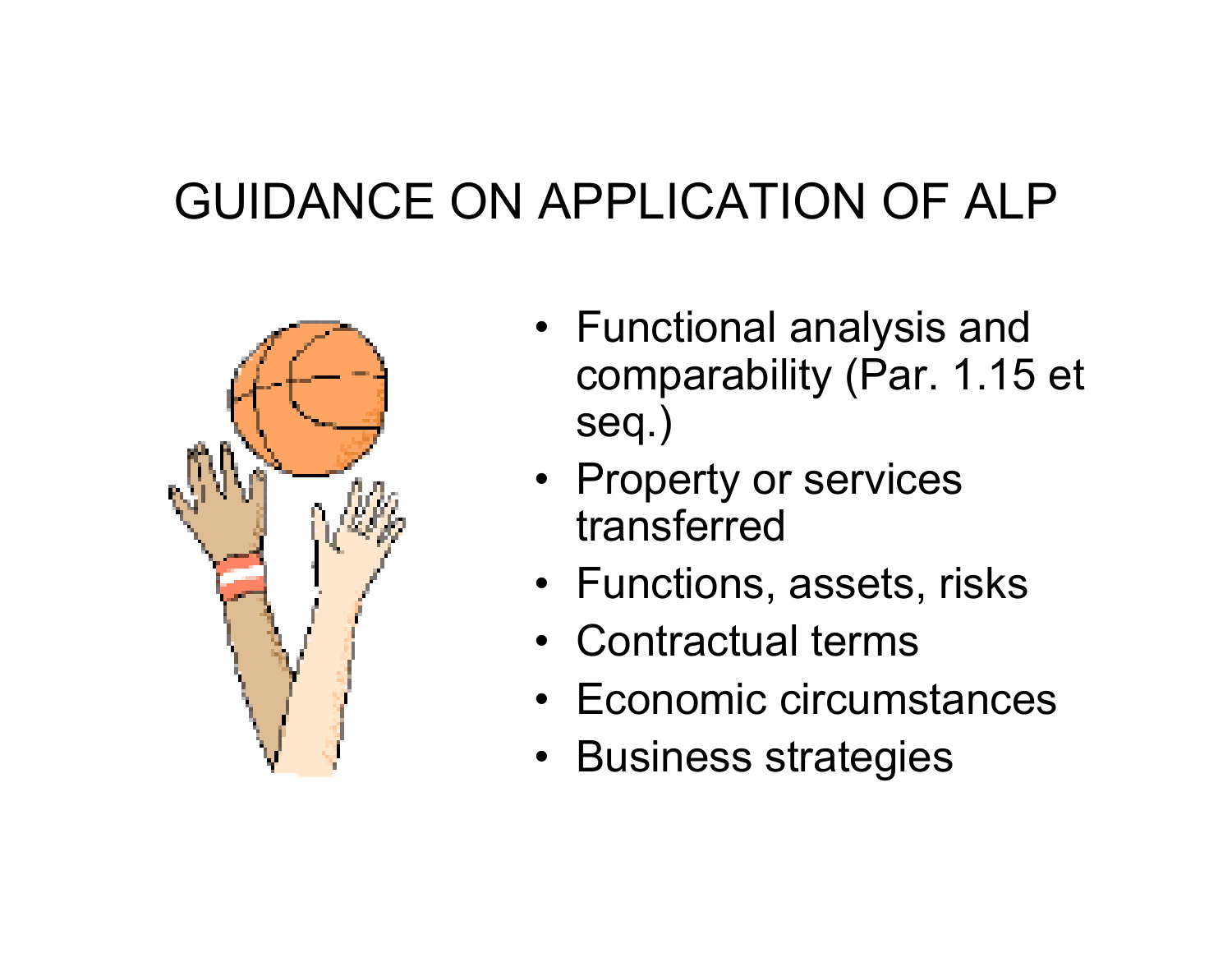# GUIDANCE ON APPLICATION OF ALP

- Functional analysis and comparability (Par. 1.15 et seq.)
- Property or services transferred
- Functions, assets, risks
- Contractual terms
- Economic circumstances
- Business strategies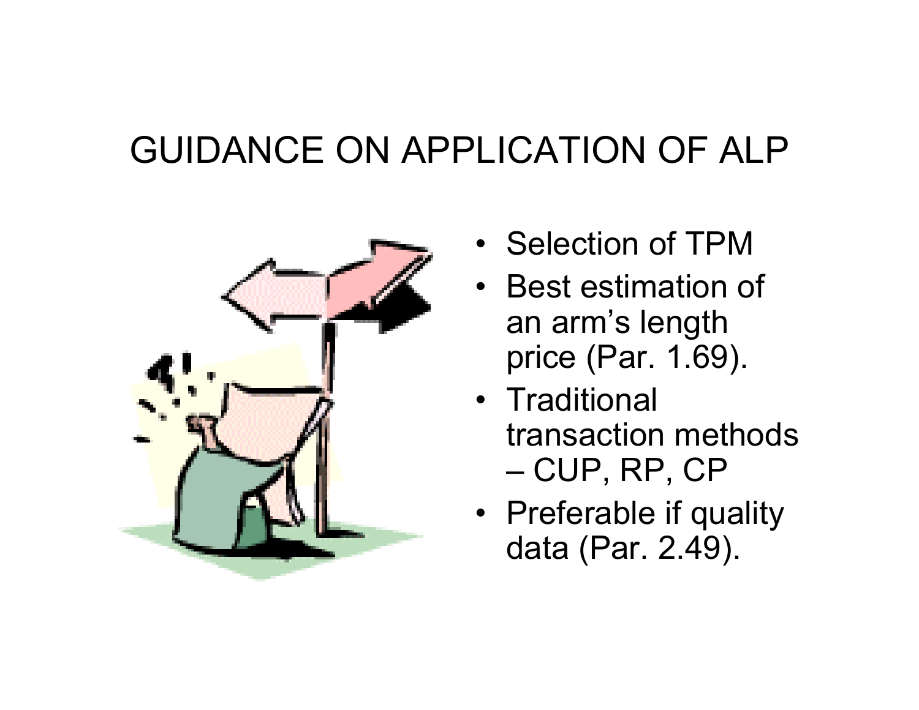# GUIDANCE ON APPLICATION OF ALP

- Selection of TPM
- Best estimation of an arm's length price (Par. 1.69).
- Traditional transaction methods – CUP, RP, CP
- Preferable if quality data (Par. 2.49).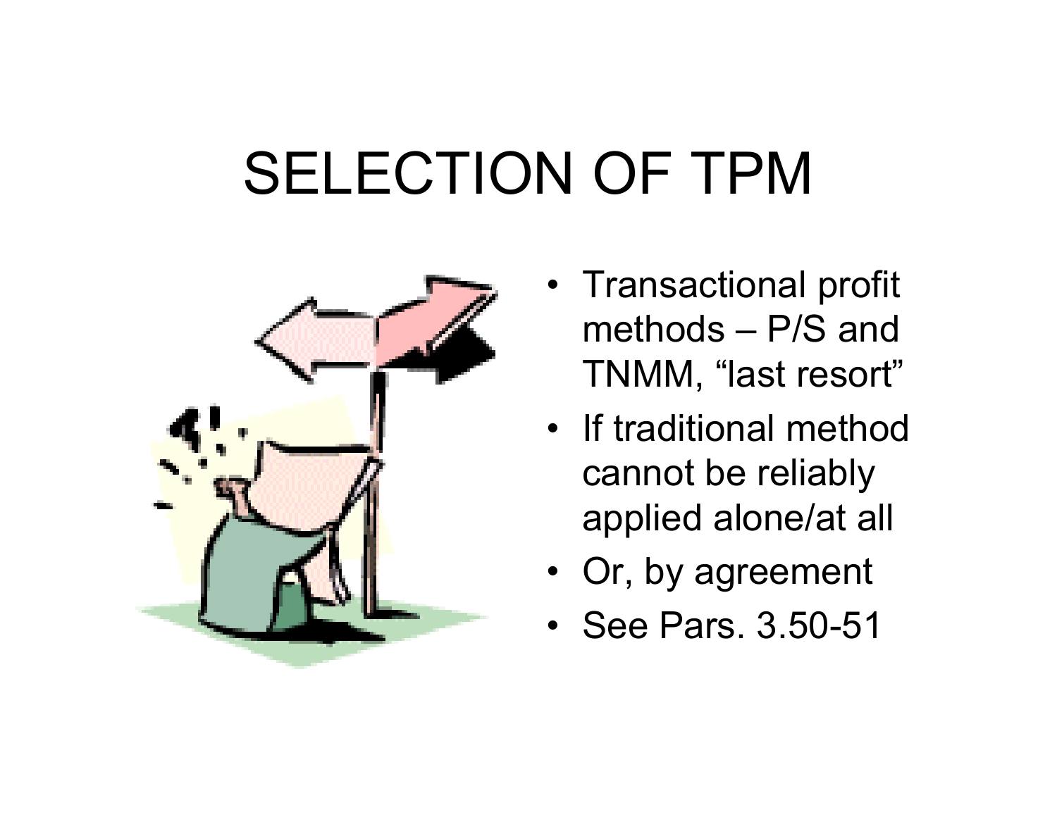# SELECTION OF TPM

- Transactional profit methods – P/S and TNMM, “last resort”
- If traditional method cannot be reliably applied alone/at all
- Or, by agreement
- See Pars. 3.50-51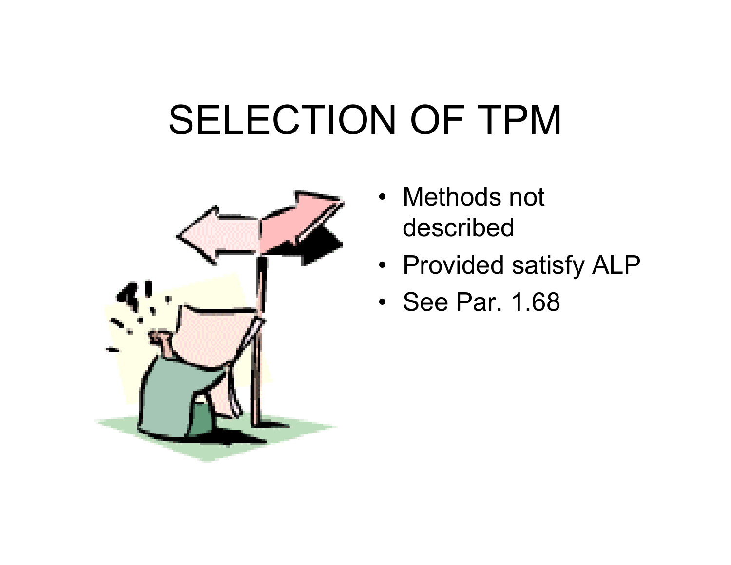# SELECTION OF TPM

- Methods not described
- Provided satisfy ALP
- See Par. 1.68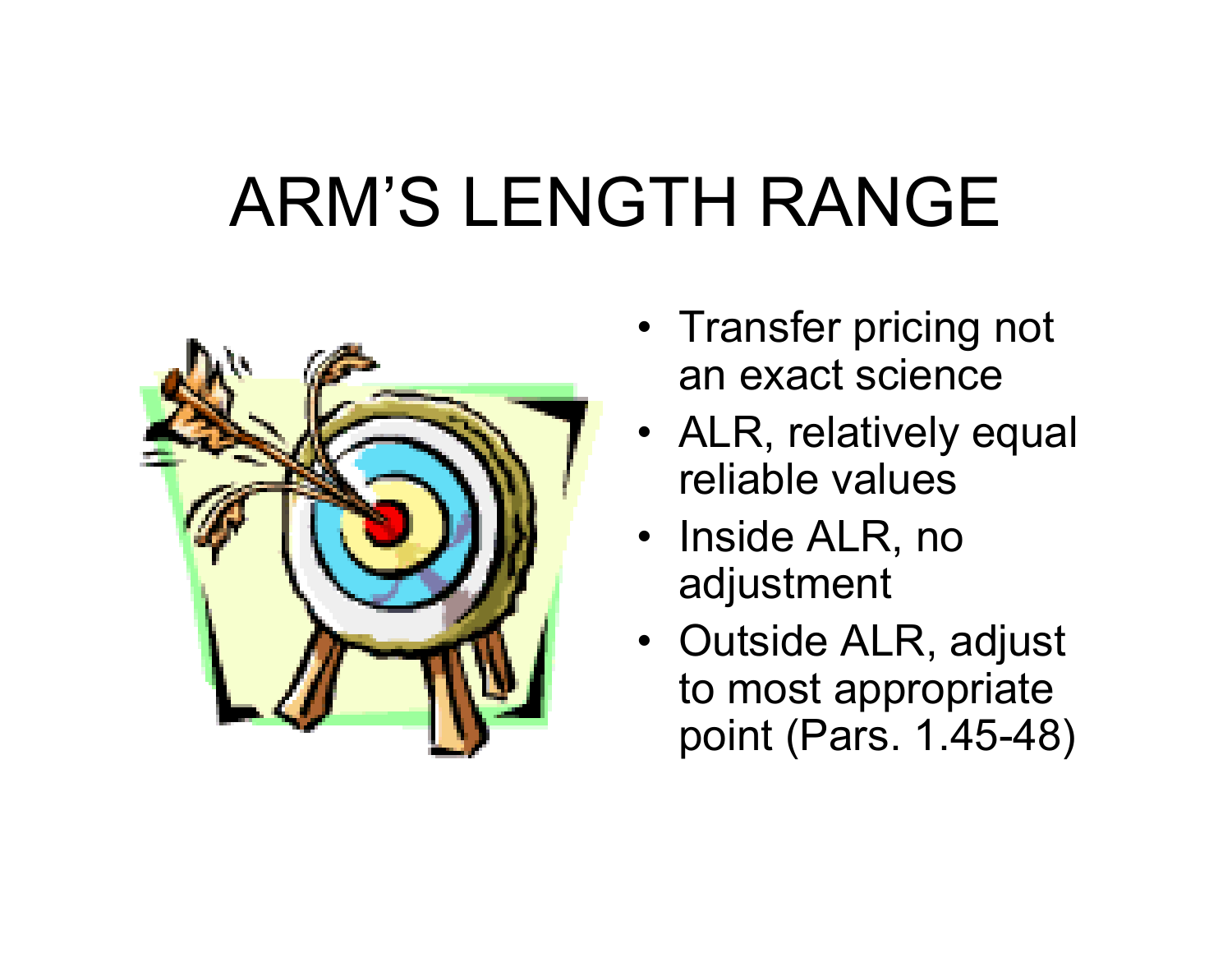# ARM'S LENGTH RANGE

- Transfer pricing not an exact science
- ALR, relatively equal reliable values
- Inside ALR, no adjustment
- Outside ALR, adjust to most appropriate point (Pars. 1.45-48)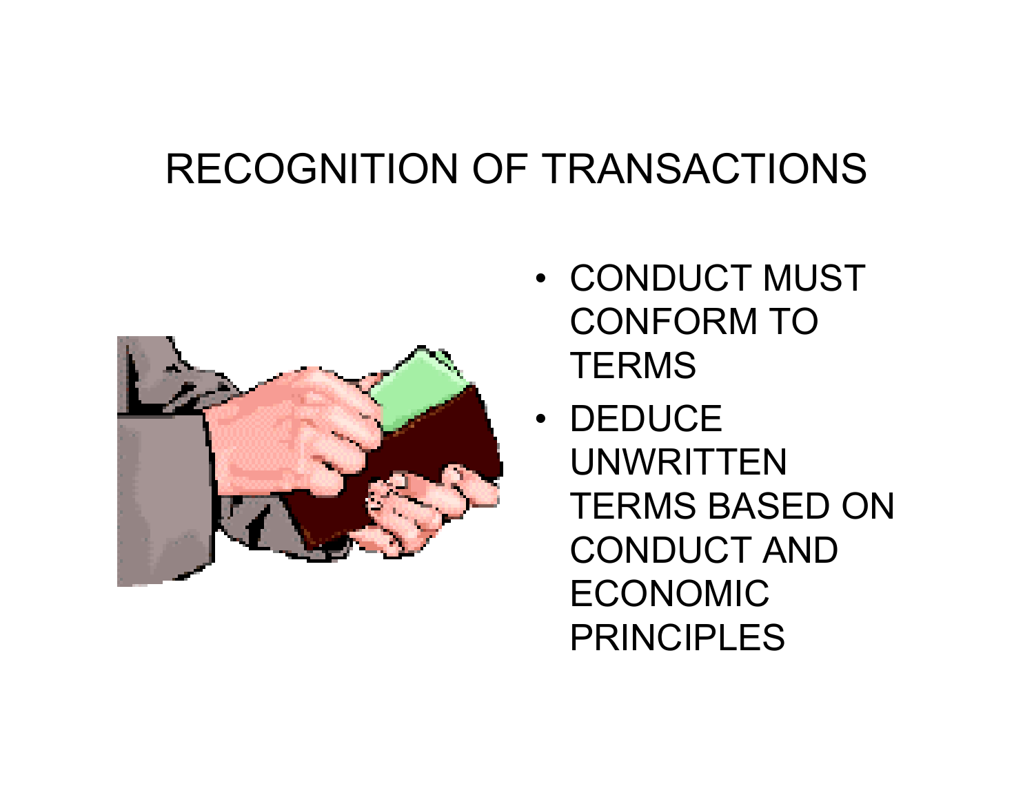# RECOGNITION OF TRANSACTIONS

- CONDUCT MUST CONFORM TO TERMS
- DEDUCE UNWRITTEN TERMS BASED ON CONDUCT AND ECONOMIC PRINCIPLES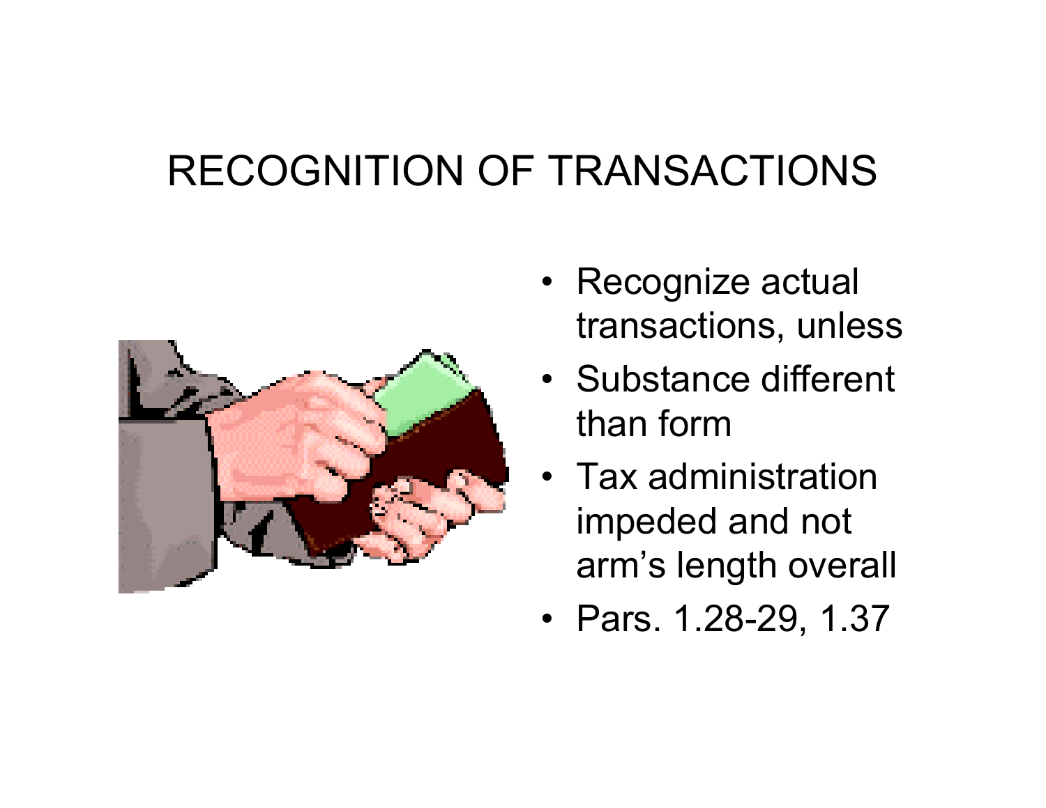# RECOGNITION OF TRANSACTIONS

- Recognize actual transactions, unless
- Substance different than form
- Tax administration impeded and not arm's length overall
- Pars. 1.28-29, 1.37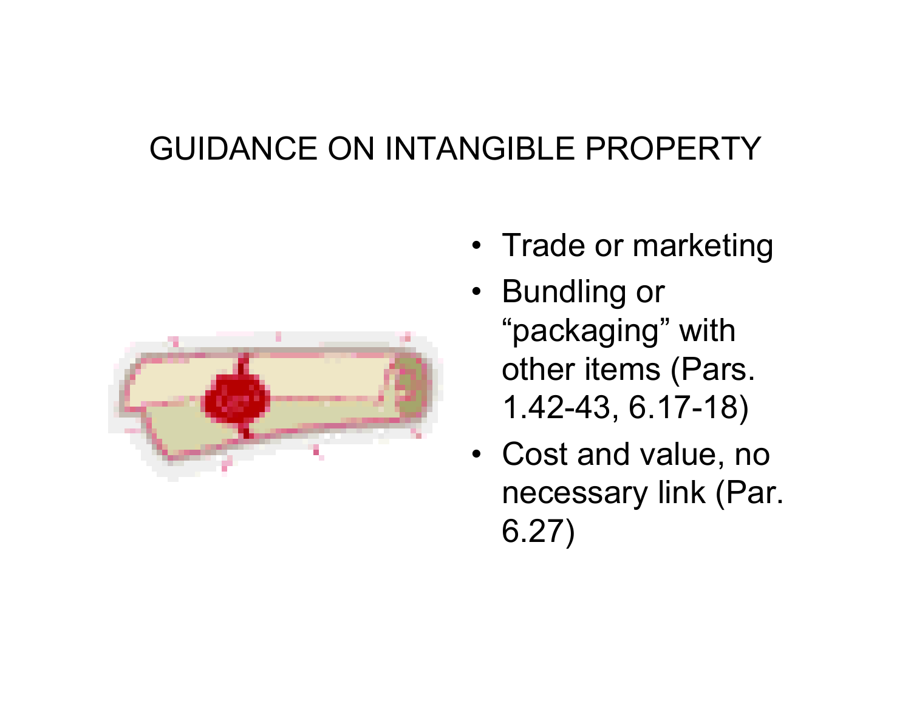# GUIDANCE ON INTANGIBLE PROPERTY

- Trade or marketing
- Bundling or "packaging" with other items (Pars. 1.42-43, 6.17-18)
- Cost and value, no necessary link (Par. 6.27)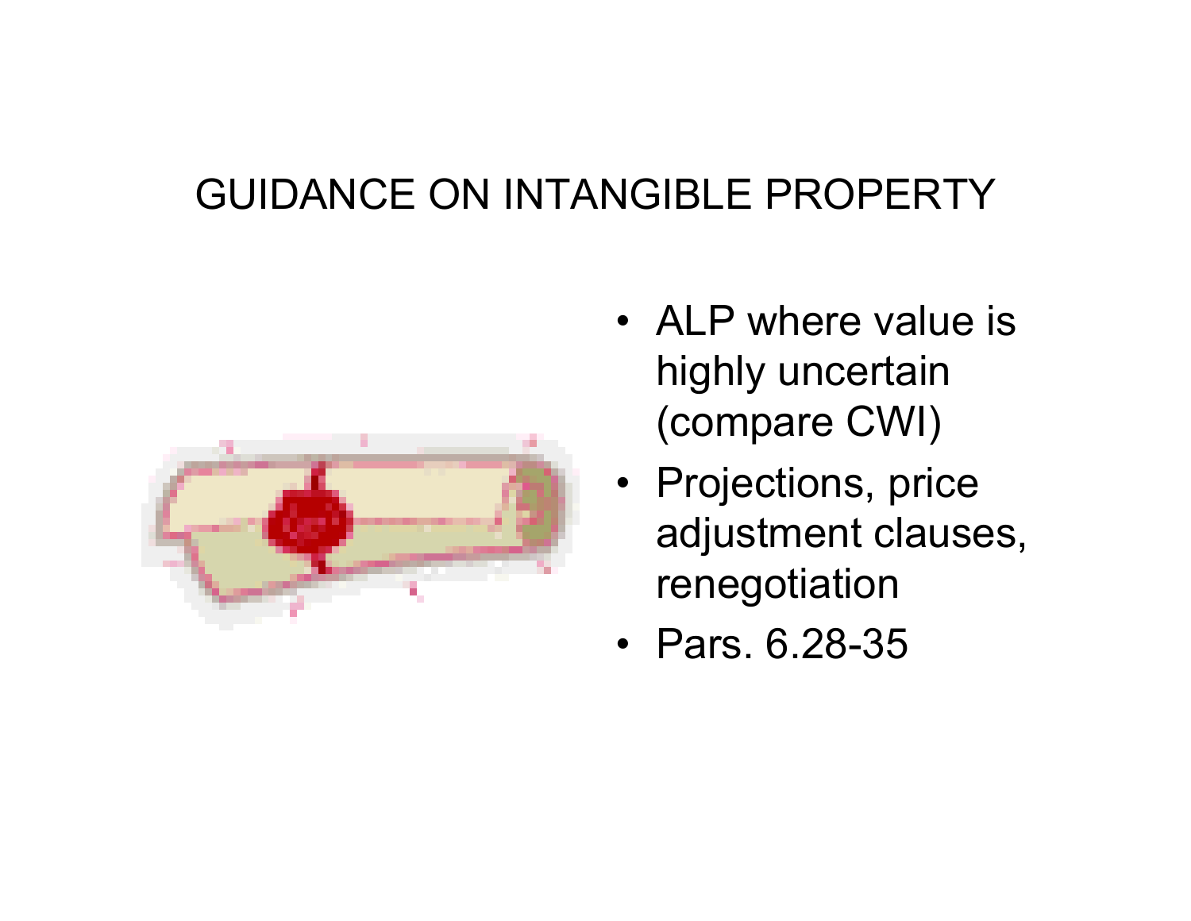# GUIDANCE ON INTANGIBLE PROPERTY

- ALP where value is highly uncertain (compare CWI)
- Projections, price adjustment clauses, renegotiation
- Pars. 6.28-35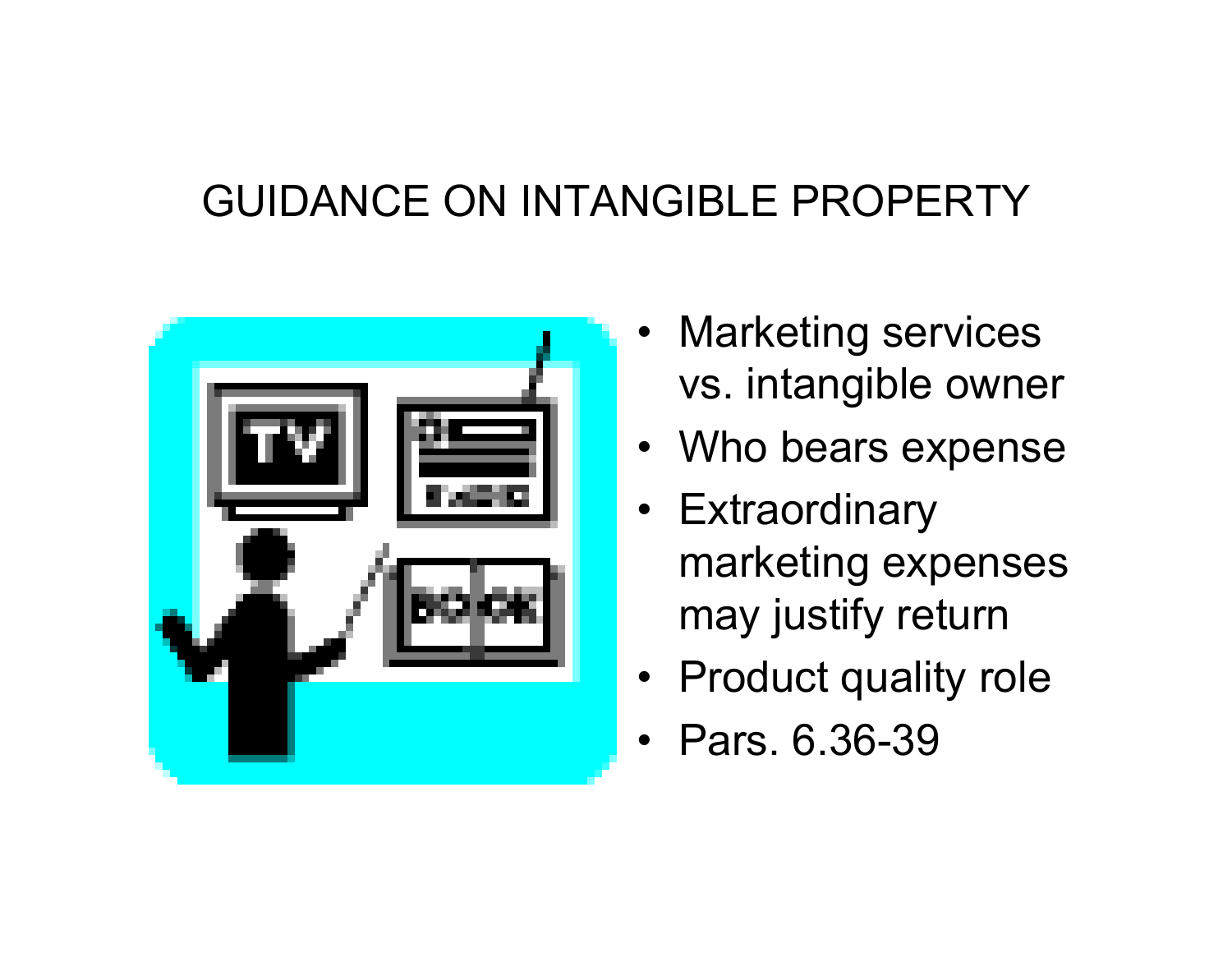# GUIDANCE ON INTANGIBLE PROPERTY

- Marketing services vs. intangible owner
- Who bears expense
- Extraordinary marketing expenses may justify return
- Product quality role
- Pars. 6.36-39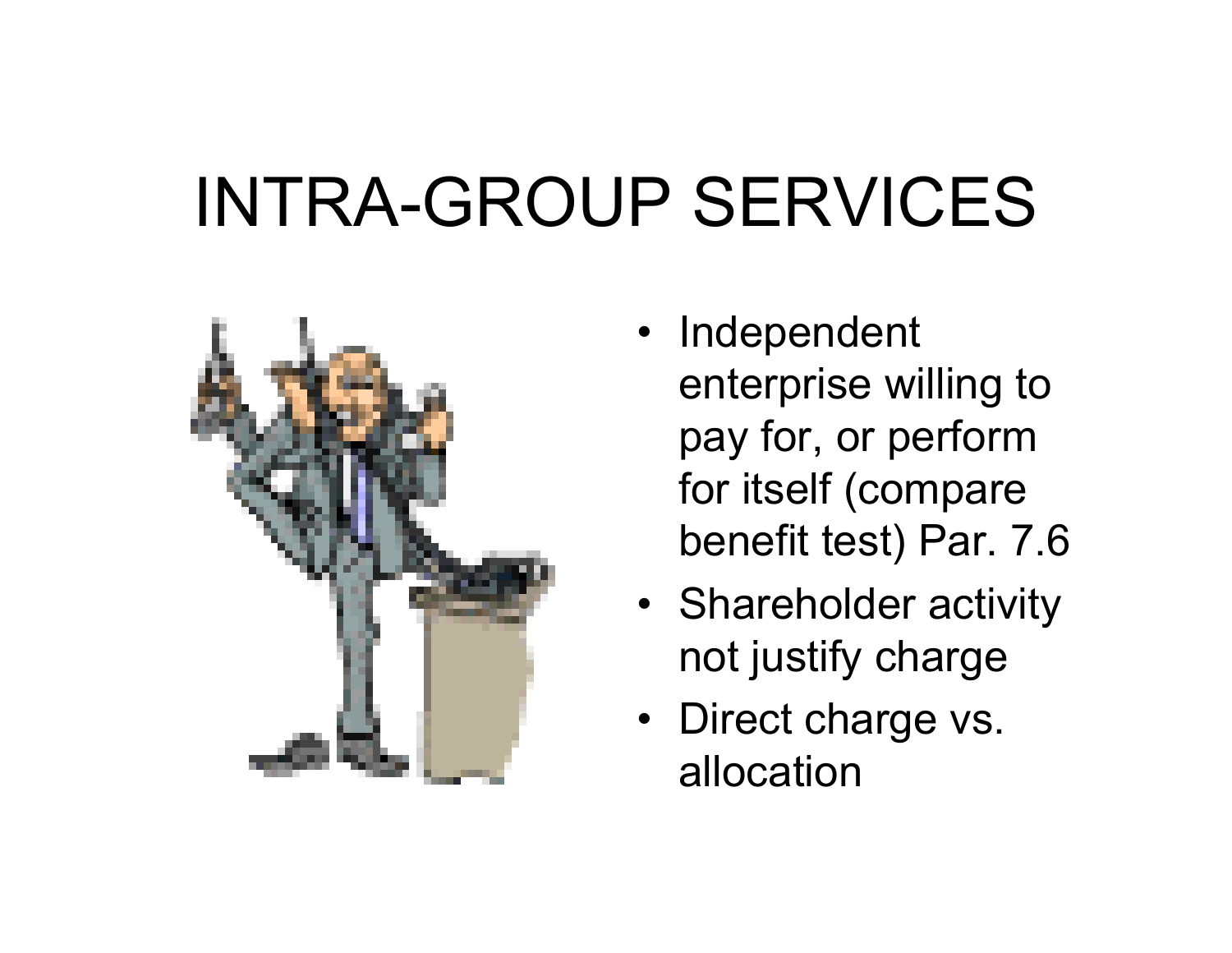# INTRA-GROUP SERVICES

- Independent enterprise willing to pay for, or perform for itself (compare benefit test) Par. 7.6
- Shareholder activity not justify charge
- Direct charge vs. allocation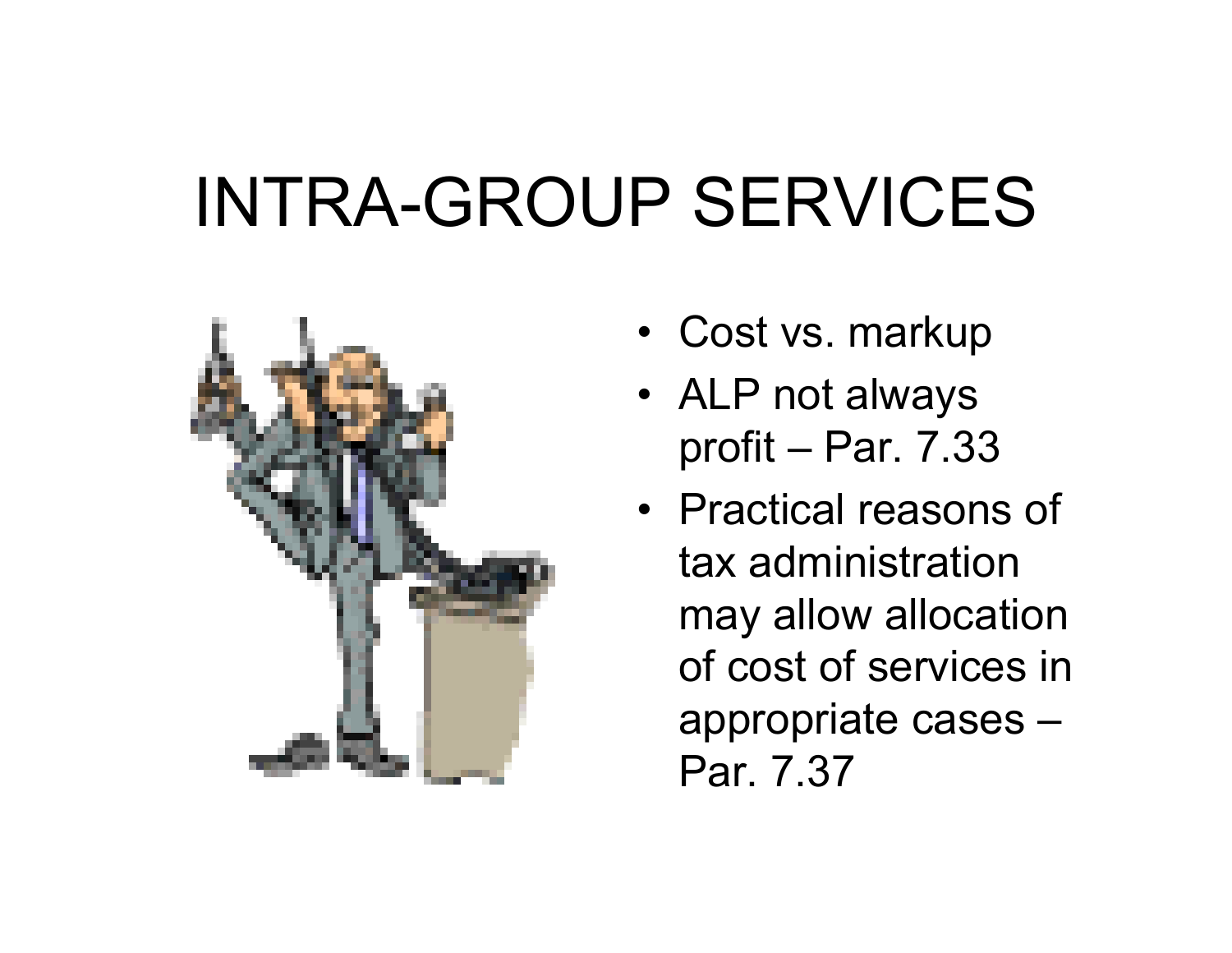# INTRA-GROUP SERVICES

- Cost vs. markup
- ALP not always profit – Par. 7.33
- Practical reasons of tax administration may allow allocation of cost of services in appropriate cases – Par. 7.37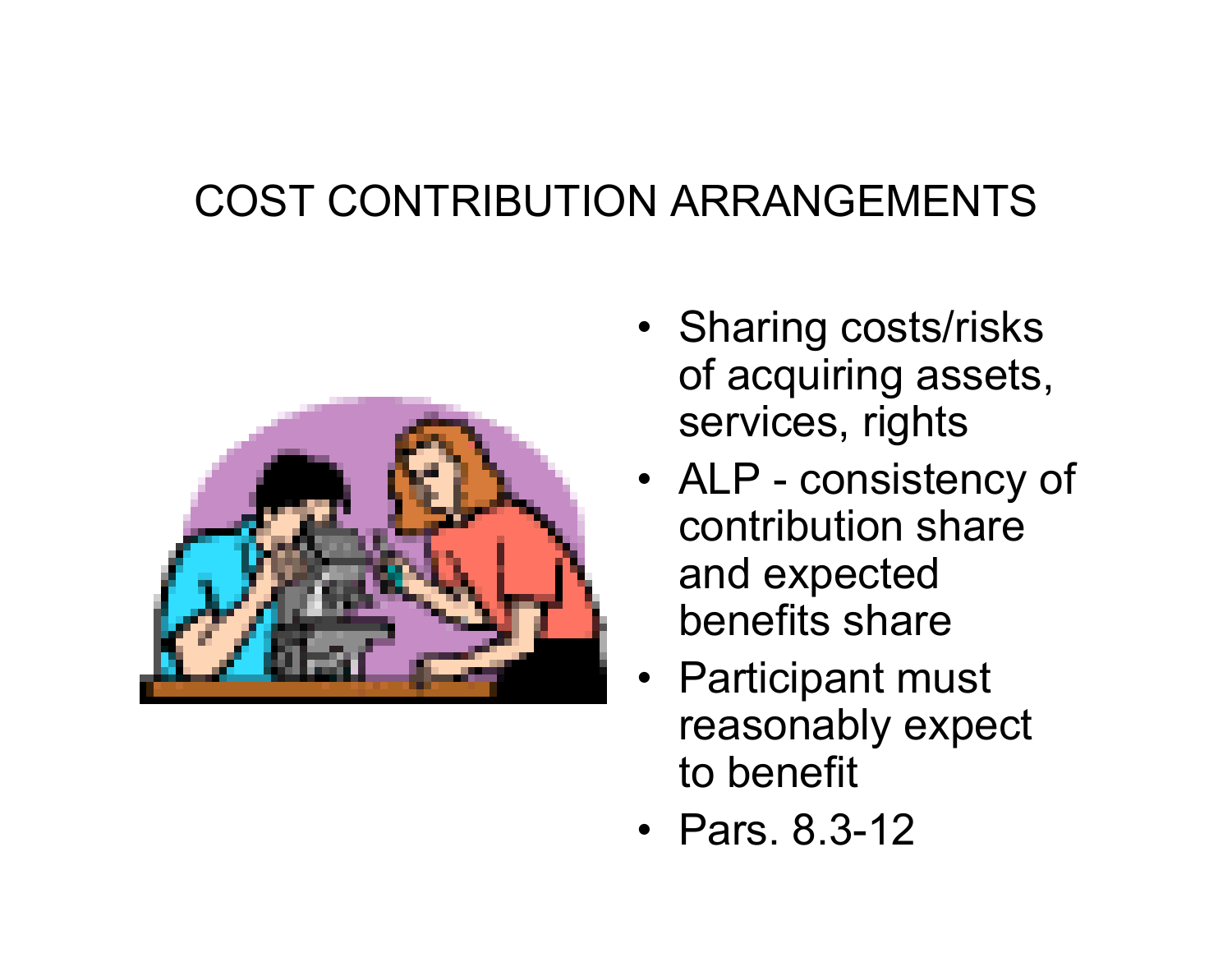# COST CONTRIBUTION ARRANGEMENTS

- Sharing costs/risks of acquiring assets, services, rights
- ALP - consistency of contribution share and expected benefits share
- Participant must reasonably expect to benefit
- Pars. 8.3-12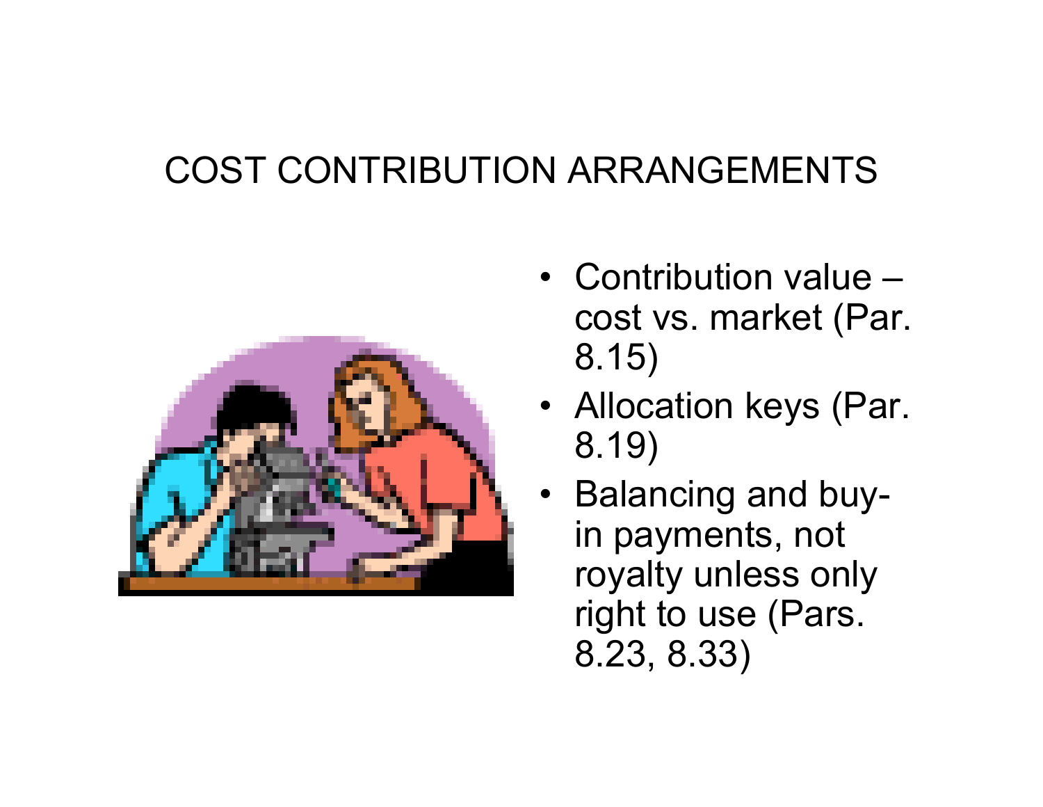# COST CONTRIBUTION ARRANGEMENTS

- Contribution value – cost vs. market (Par. 8.15)
- Allocation keys (Par. 8.19)
- Balancing and buy-in payments, not royalty unless only right to use (Pars. 8.23, 8.33)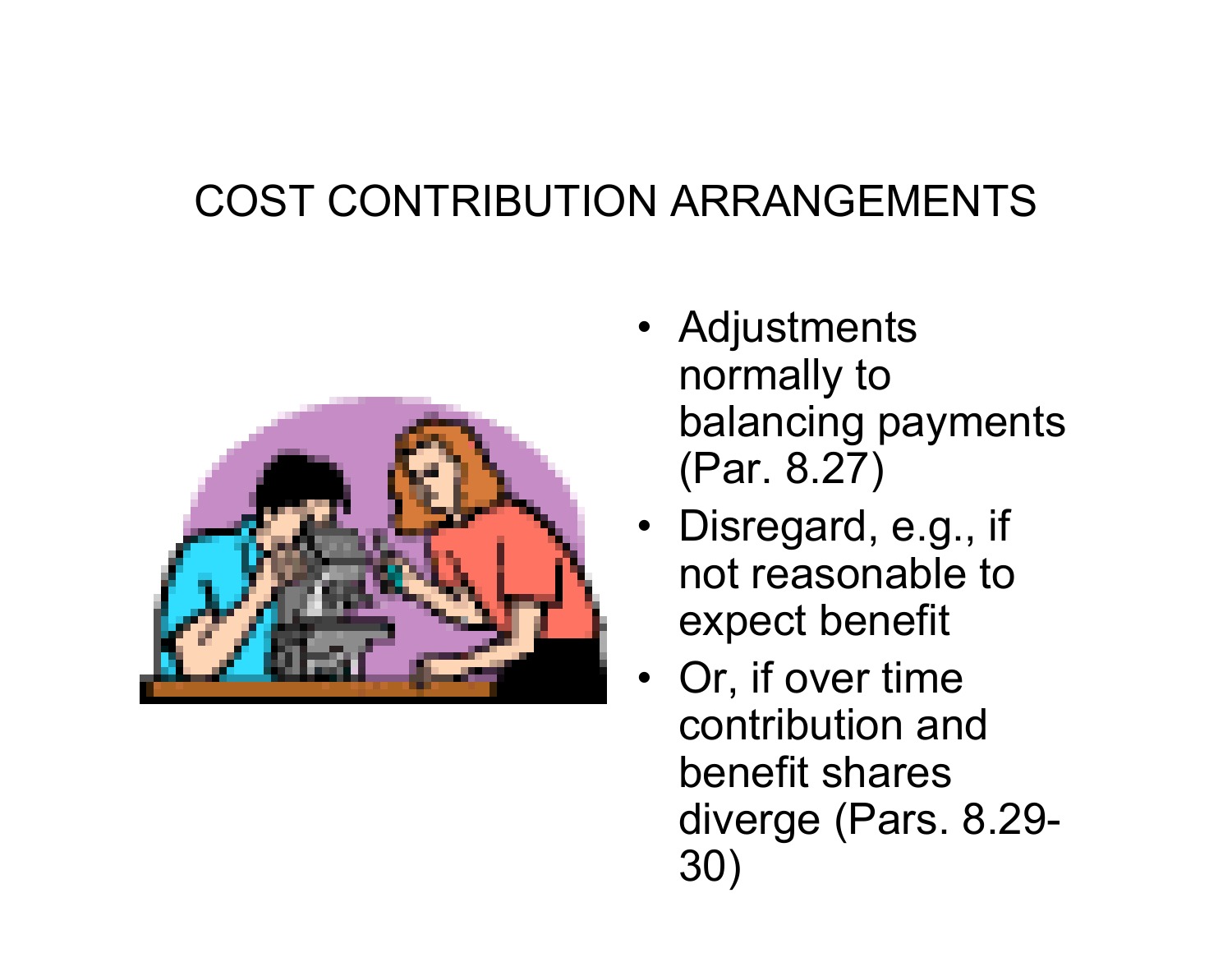# COST CONTRIBUTION ARRANGEMENTS

- Adjustments normally to balancing payments (Par. 8.27)
- Disregard, e.g., if not reasonable to expect benefit
- Or, if over time contribution and benefit shares diverge (Pars. 8.29-30)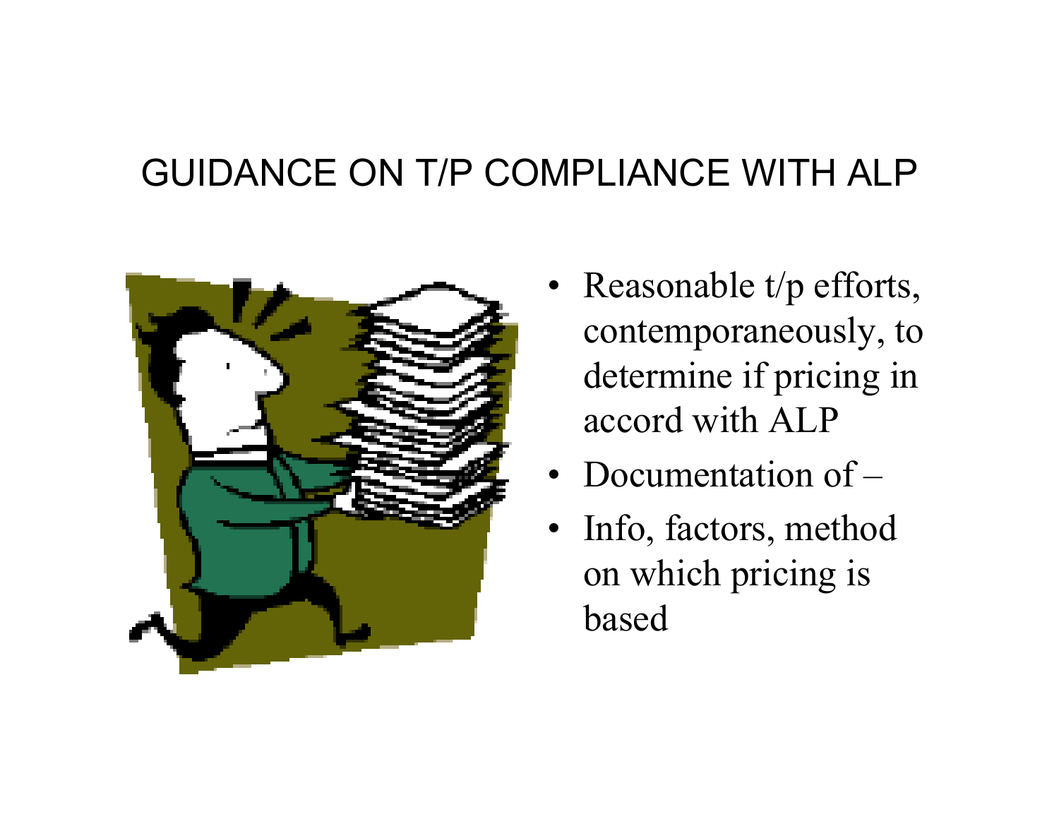# GUIDANCE ON T/P COMPLIANCE WITH ALP

- Reasonable t/p efforts, contemporaneously, to determine if pricing in accord with ALP
- Documentation of –
- Info, factors, method on which pricing is based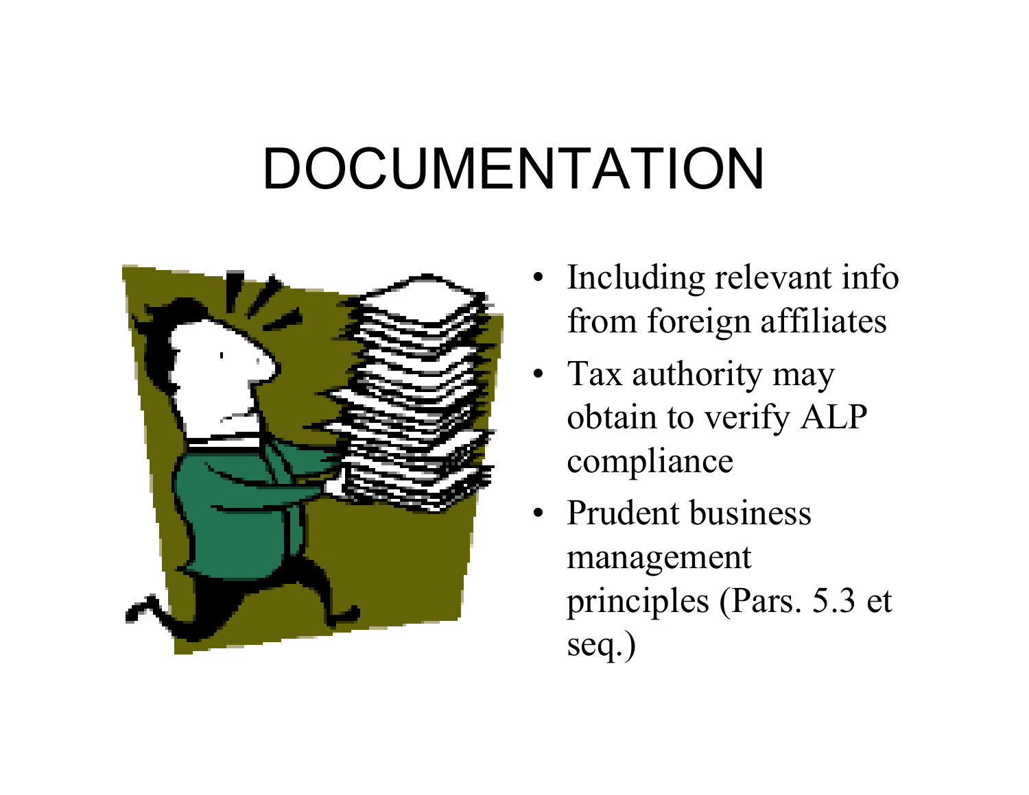# DOCUMENTATION

- Including relevant info from foreign affiliates
- Tax authority may obtain to verify ALP compliance
- Prudent business management principles (Pars. 5.3 et seq.)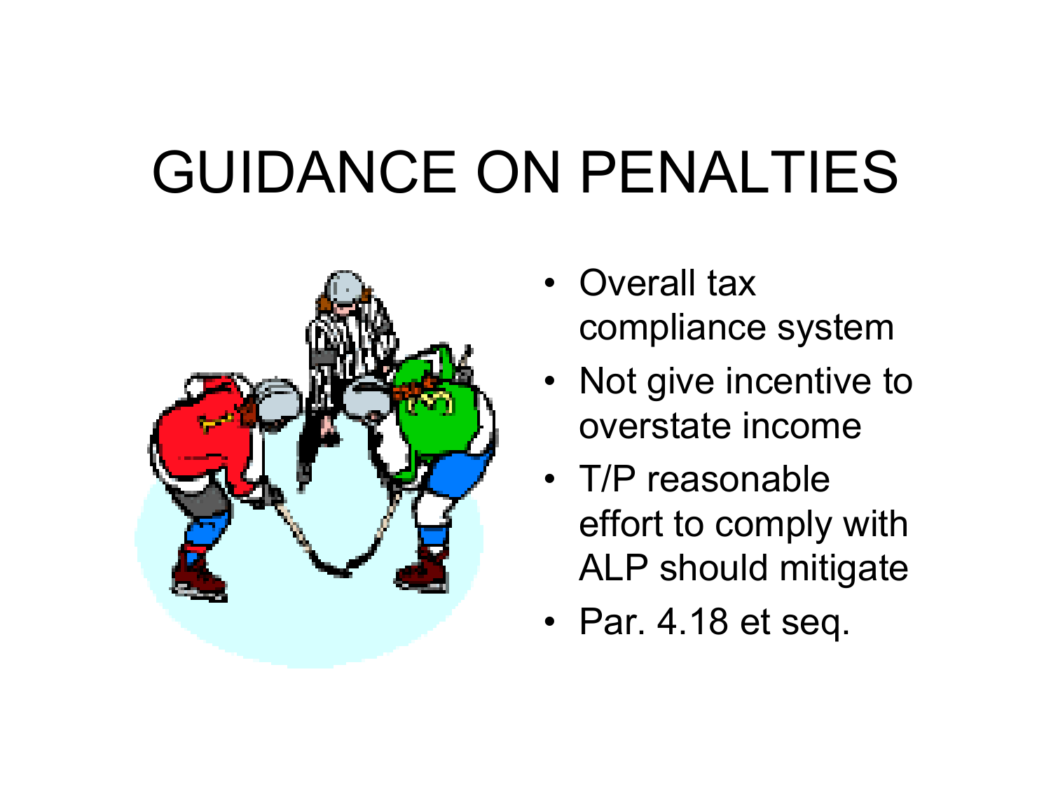# GUIDANCE ON PENALTIES

- Overall tax compliance system
- Not give incentive to overstate income
- T/P reasonable effort to comply with ALP should mitigate
- Par. 4.18 et seq.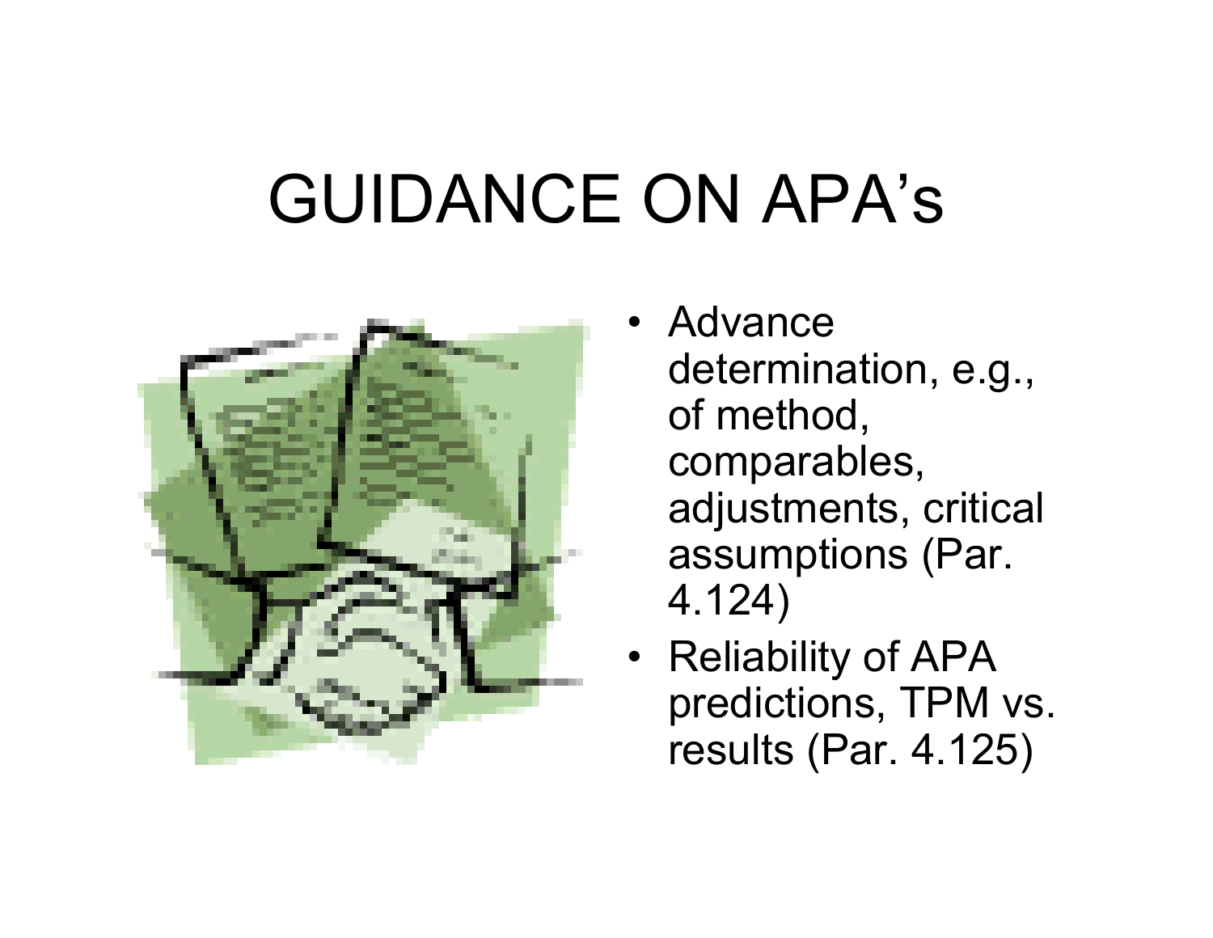# GUIDANCE ON APA's

- Advance determination, e.g., of method, comparables, adjustments, critical assumptions (Par. 4.124)
- Reliability of APA predictions, TPM vs. results (Par. 4.125)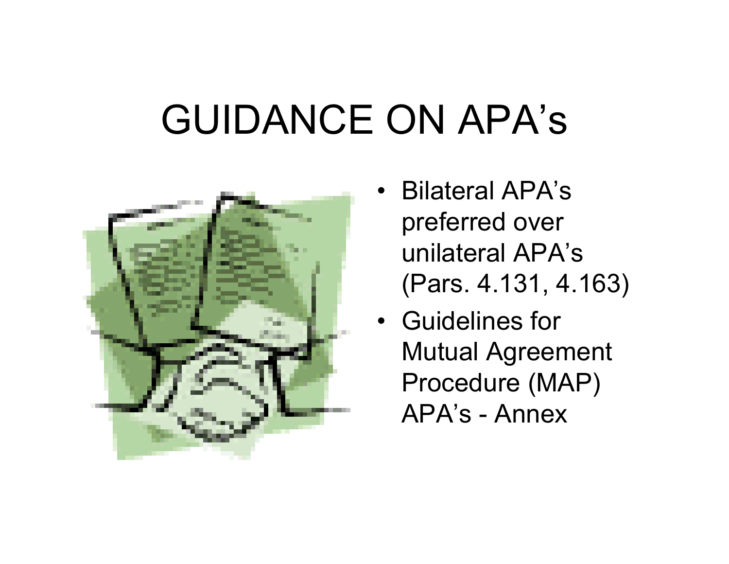# GUIDANCE ON APA's

- Bilateral APA's preferred over unilateral APA's (Pars. 4.131, 4.163)
- Guidelines for Mutual Agreement Procedure (MAP) APA's - Annex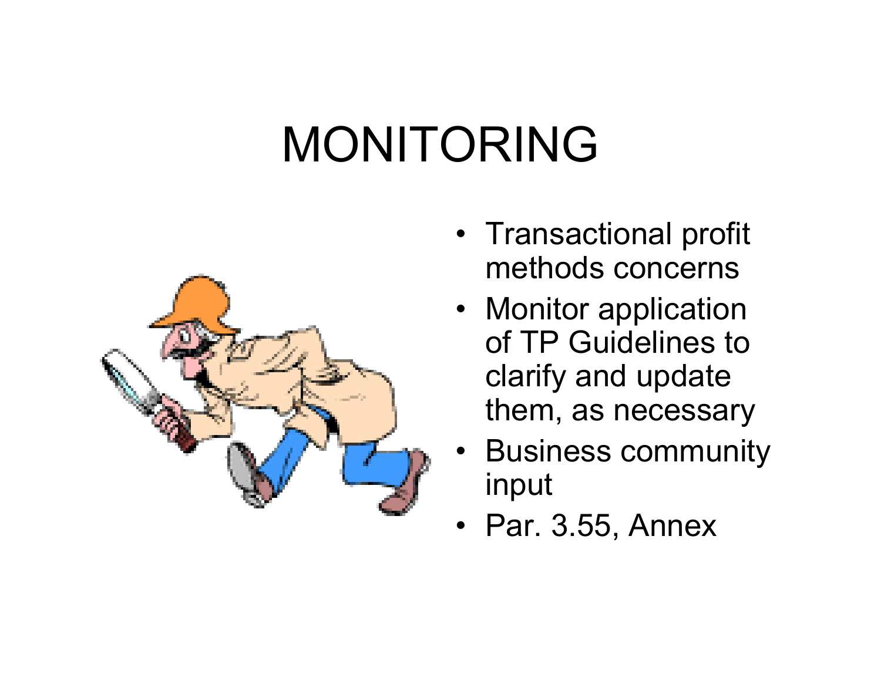# MONITORING

- Transactional profit methods concerns
- Monitor application of TP Guidelines to clarify and update them, as necessary
- Business community input
- Par. 3.55, Annex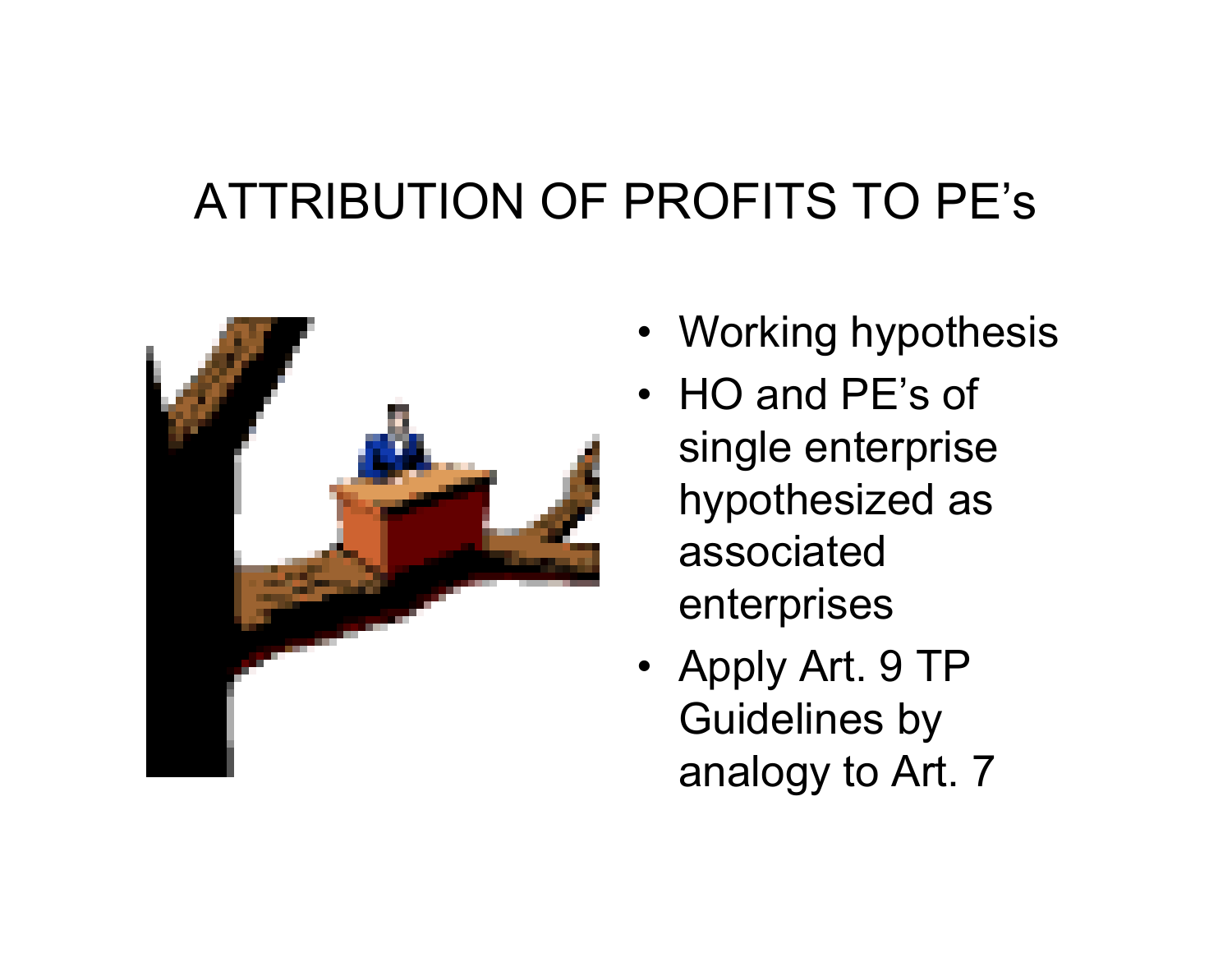# ATTRIBUTION OF PROFITS TO PE's

- Working hypothesis
- HO and PE's of single enterprise hypothesized as associated enterprises
- Apply Art. 9 TP Guidelines by analogy to Art. 7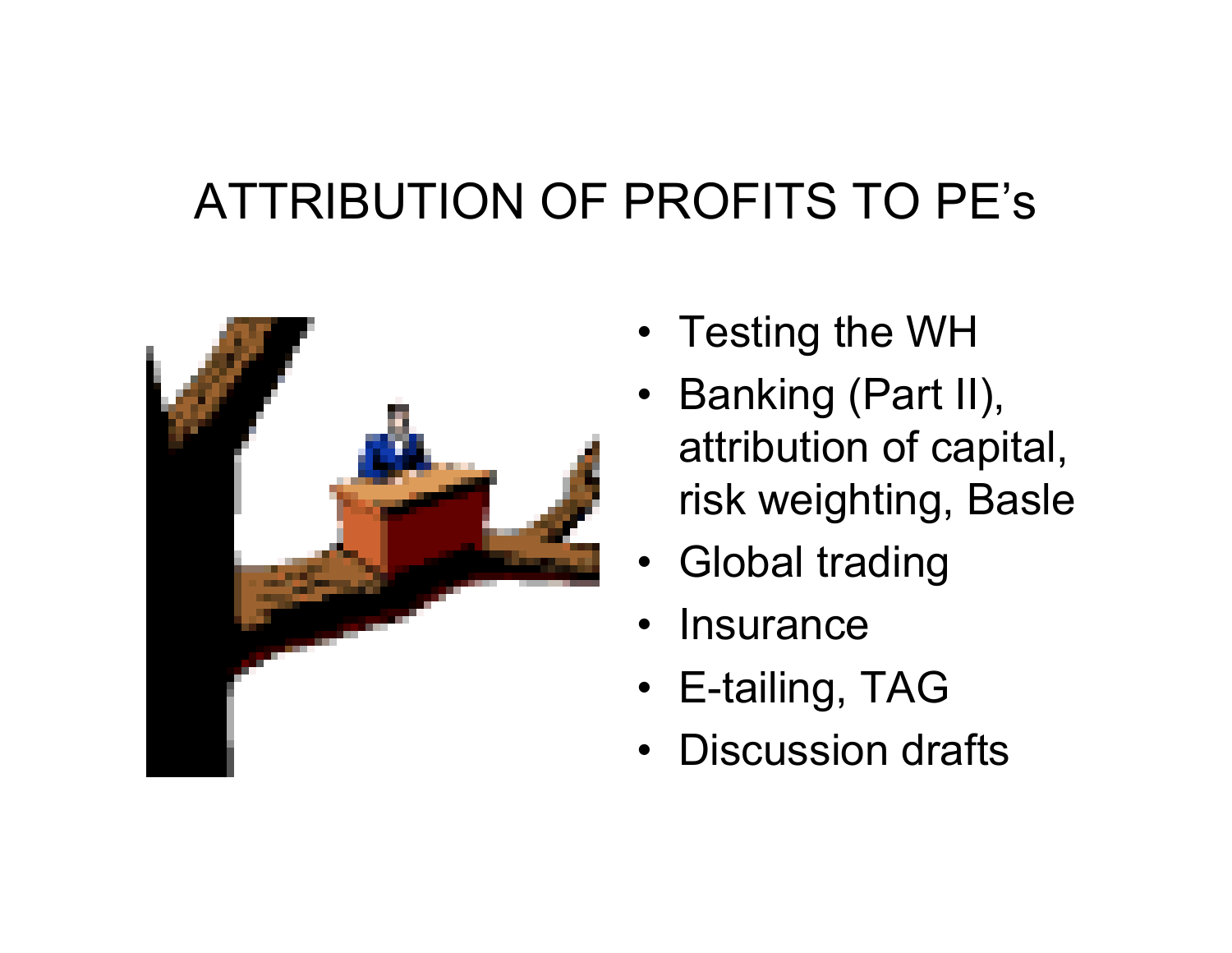# ATTRIBUTION OF PROFITS TO PE's

- Testing the WH
- Banking (Part II), attribution of capital, risk weighting, Basle
- Global trading
- Insurance
- E-tailing, TAG
- Discussion drafts